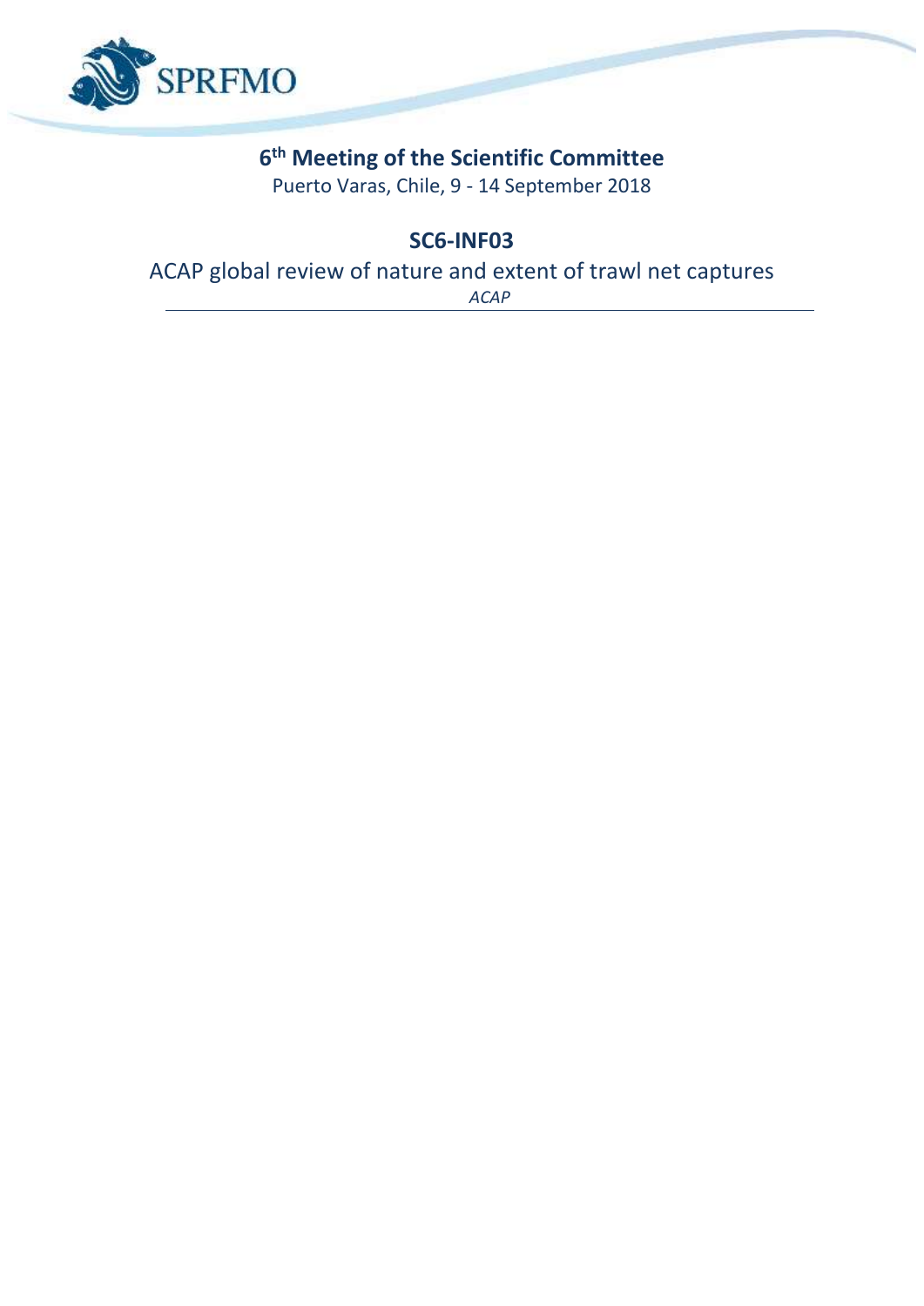SPRFMO

# 6th Meeting of the Scientific Committee

Puerto Varas, Chile, 9 - 14 September 2018

## SC6-INF03

ACAP global review of nature and extent of trawl net captures

*ACAP*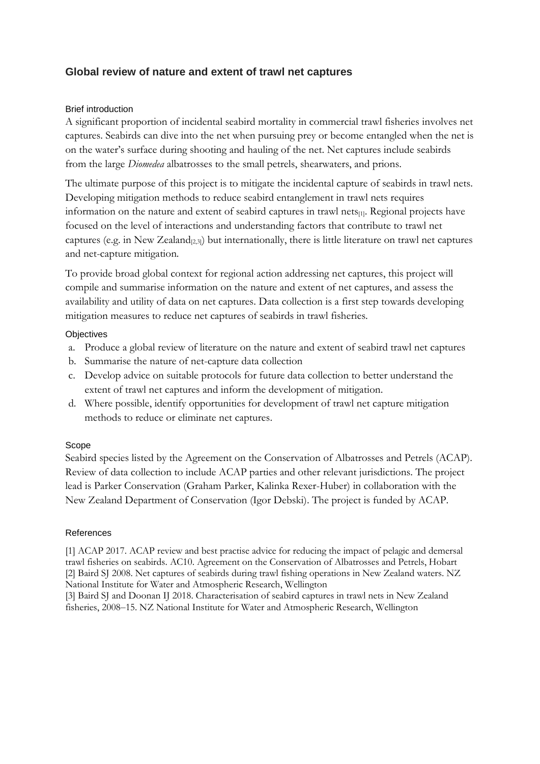## Global review of nature and extent of trawl net captures

### Brief introduction

A significant proportion of incidental seabird mortality in commercial trawl fisheries involves net captures. Seabirds can dive into the net when pursuing prey or become entangled when the net is on the water's surface during shooting and hauling of the net. Net captures include seabirds from the large *Diomedea* albatrosses to the small petrels, shearwaters, and prions.

The ultimate purpose of this project is to mitigate the incidental capture of seabirds in trawl nets. Developing mitigation methods to reduce seabird entanglement in trawl nets requires information on the nature and extent of seabird captures in trawl nets[1]. Regional projects have focused on the level of interactions and understanding factors that contribute to trawl net captures (e.g. in New Zealand[2,3]) but internationally, there is little literature on trawl net captures and net-capture mitigation.

To provide broad global context for regional action addressing net captures, this project will compile and summarise information on the nature and extent of net captures, and assess the availability and utility of data on net captures. Data collection is a first step towards developing mitigation measures to reduce net captures of seabirds in trawl fisheries.

### Objectives

a. Produce a global review of literature on the nature and extent of seabird trawl net captures
b. Summarise the nature of net-capture data collection
c. Develop advice on suitable protocols for future data collection to better understand the extent of trawl net captures and inform the development of mitigation.
d. Where possible, identify opportunities for development of trawl net capture mitigation methods to reduce or eliminate net captures.

### Scope

Seabird species listed by the Agreement on the Conservation of Albatrosses and Petrels (ACAP). Review of data collection to include ACAP parties and other relevant jurisdictions. The project lead is Parker Conservation (Graham Parker, Kalinka Rexer-Huber) in collaboration with the New Zealand Department of Conservation (Igor Debski). The project is funded by ACAP.

### References

[1] ACAP 2017. ACAP review and best practise advice for reducing the impact of pelagic and demersal trawl fisheries on seabirds. AC10. Agreement on the Conservation of Albatrosses and Petrels, Hobart
[2] Baird SJ 2008. Net captures of seabirds during trawl fishing operations in New Zealand waters. NZ National Institute for Water and Atmospheric Research, Wellington
[3] Baird SJ and Doonan IJ 2018. Characterisation of seabird captures in trawl nets in New Zealand fisheries, 2008–15. NZ National Institute for Water and Atmospheric Research, Wellington